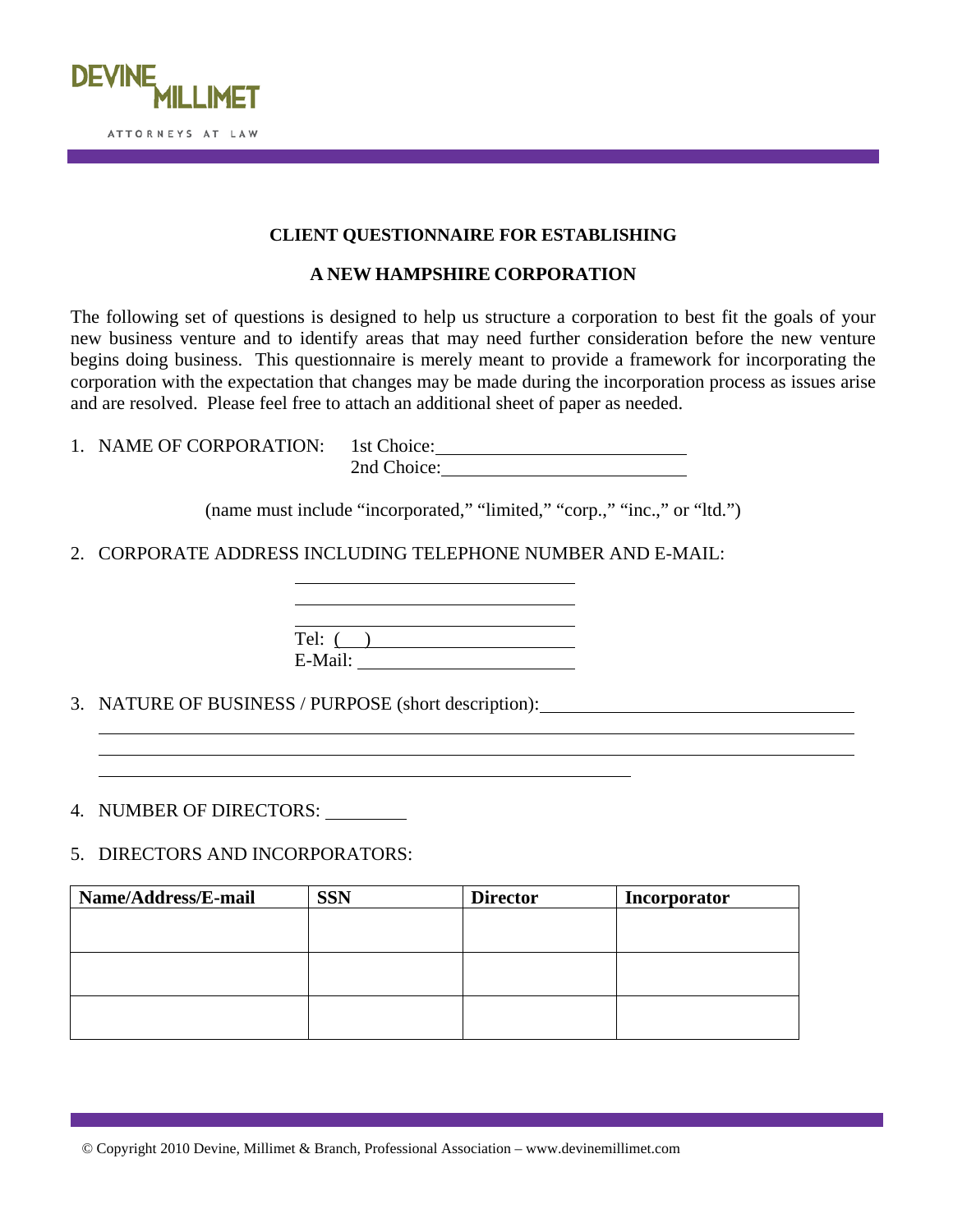DEVINE MILLIMET

ATTORNEYS AT LAW

## CLIENT QUESTIONNAIRE FOR ESTABLISHING

## A NEW HAMPSHIRE CORPORATION

The following set of questions is designed to help us structure a corporation to best fit the goals of your new business venture and to identify areas that may need further consideration before the new venture begins doing business. This questionnaire is merely meant to provide a framework for incorporating the corporation with the expectation that changes may be made during the incorporation process as issues arise and are resolved. Please feel free to attach an additional sheet of paper as needed.

1. NAME OF CORPORATION: 1st Choice: ____________________

   2nd Choice: ____________________

   (name must include "incorporated," "limited," "corp.," "inc.," or "ltd.")

2. CORPORATE ADDRESS INCLUDING TELEPHONE NUMBER AND E-MAIL:

   ____________________

   ____________________

   ____________________

   Tel: ( ) ____________________

   E-Mail: ____________________

3. NATURE OF BUSINESS / PURPOSE (short description): ____________________

   ____________________

   ____________________

   ____________________

4. NUMBER OF DIRECTORS: ________

5. DIRECTORS AND INCORPORATORS:

| Name/Address/E-mail | SSN | Director | Incorporator |
|---|---|---|---|
| | | | |
| | | | |
| | | | |

© Copyright 2010 Devine, Millimet & Branch, Professional Association – www.devinemillimet.com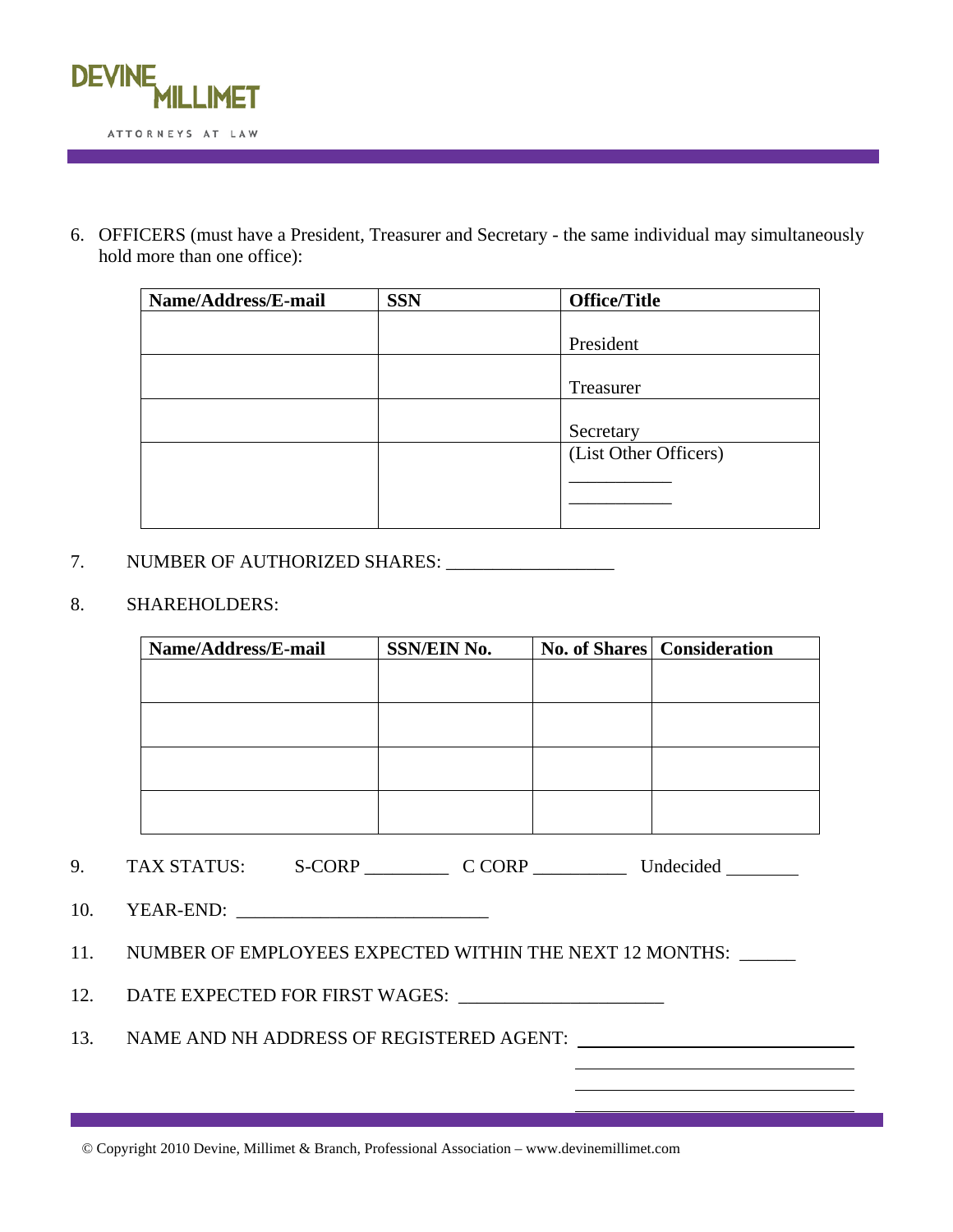6. OFFICERS (must have a President, Treasurer and Secretary - the same individual may simultaneously hold more than one office):

| Name/Address/E-mail | SSN | Office/Title |
|---|---|---|
| | | President |
| | | Treasurer |
| | | Secretary |
| | | (List Other Officers)<br>\_\_\_\_\_\_\_\_\_\_\_<br>\_\_\_\_\_\_\_\_\_\_\_ |

7. NUMBER OF AUTHORIZED SHARES: __________________

8. SHAREHOLDERS:

| Name/Address/E-mail | SSN/EIN No. | No. of Shares | Consideration |
|---|---|---|---|
| | | | |
| | | | |
| | | | |
| | | | |

9. TAX STATUS: S-CORP _________ C CORP __________ Undecided ________

10. YEAR-END: ___________________________

11. NUMBER OF EMPLOYEES EXPECTED WITHIN THE NEXT 12 MONTHS: ______

12. DATE EXPECTED FOR FIRST WAGES: ______________________

13. NAME AND NH ADDRESS OF REGISTERED AGENT: ______________________________

______________________________

______________________________

______________________________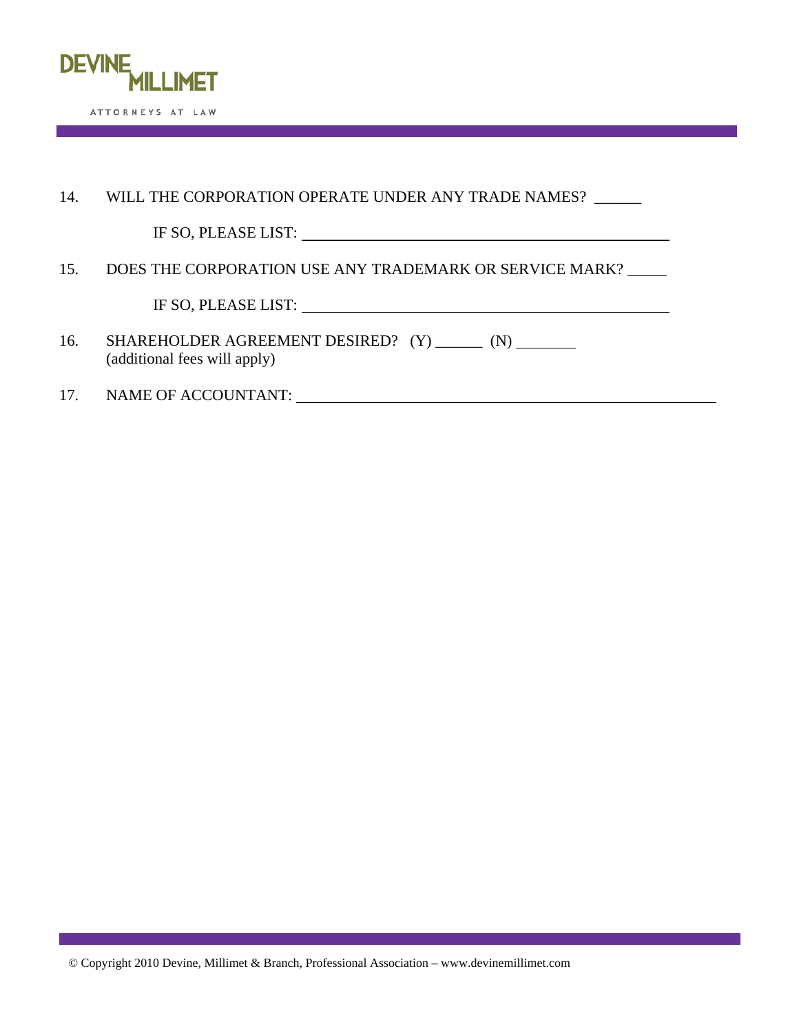14. WILL THE CORPORATION OPERATE UNDER ANY TRADE NAMES? ______

    IF SO, PLEASE LIST: ______________________________________________

15. DOES THE CORPORATION USE ANY TRADEMARK OR SERVICE MARK? _____

    IF SO, PLEASE LIST: ______________________________________________

16. SHAREHOLDER AGREEMENT DESIRED? (Y) ______ (N) ________
    (additional fees will apply)

17. NAME OF ACCOUNTANT: ______________________________________________

© Copyright 2010 Devine, Millimet & Branch, Professional Association – www.devinemillimet.com